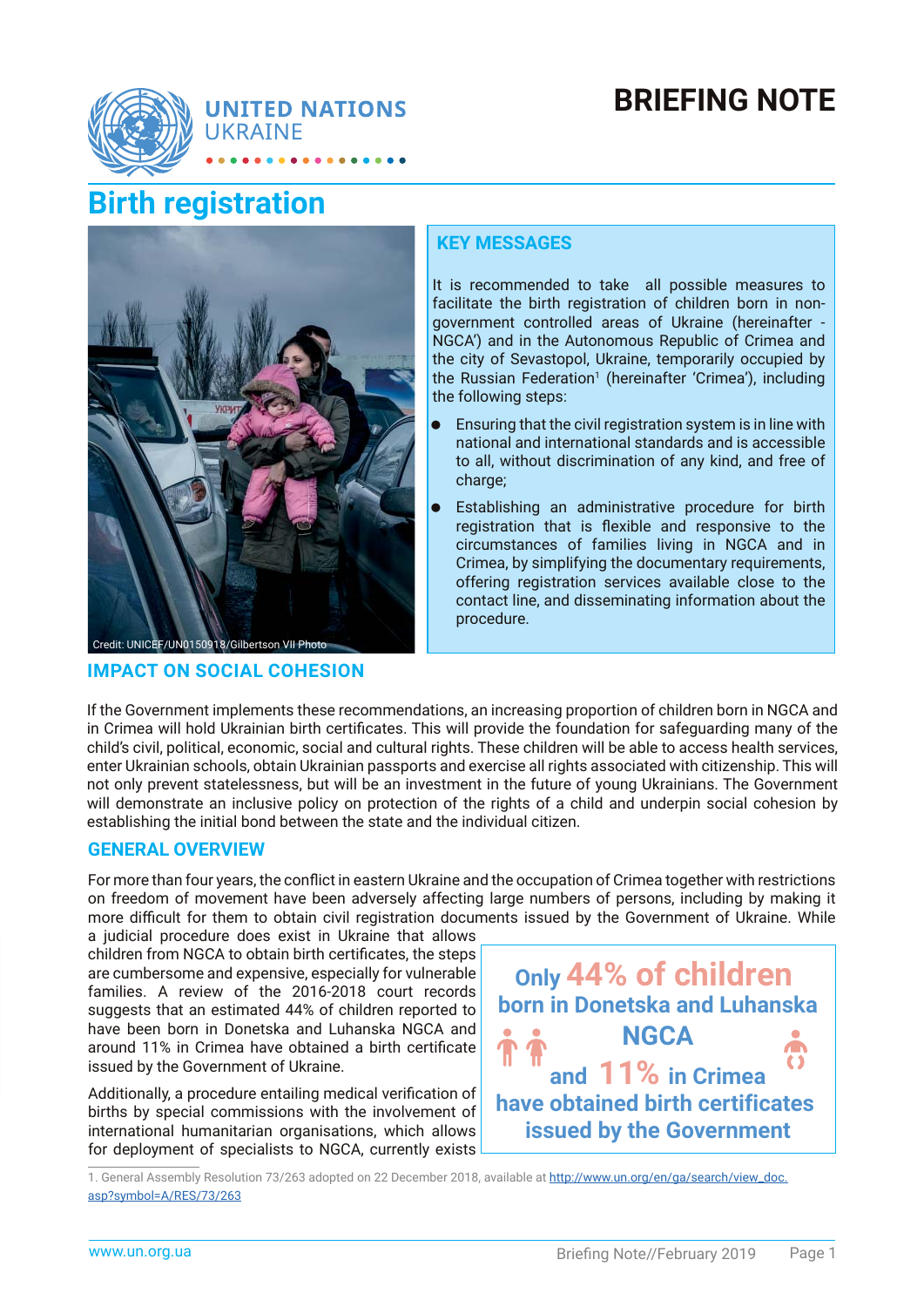# BRIEFING NOTE

UNITED NATIONS UKRAINE

## Birth registration

Credit: UNICEF/UN0150918/Gilbertson VII Photo

### KEY MESSAGES

It is recommended to take all possible measures to facilitate the birth registration of children born in non-government controlled areas of Ukraine (hereinafter - NGCA') and in the Autonomous Republic of Crimea and the city of Sevastopol, Ukraine, temporarily occupied by the Russian Federation[1] (hereinafter 'Crimea'), including the following steps:

- Ensuring that the civil registration system is in line with national and international standards and is accessible to all, without discrimination of any kind, and free of charge;
- Establishing an administrative procedure for birth registration that is flexible and responsive to the circumstances of families living in NGCA and in Crimea, by simplifying the documentary requirements, offering registration services available close to the contact line, and disseminating information about the procedure.

### IMPACT ON SOCIAL COHESION

If the Government implements these recommendations, an increasing proportion of children born in NGCA and in Crimea will hold Ukrainian birth certificates. This will provide the foundation for safeguarding many of the child's civil, political, economic, social and cultural rights. These children will be able to access health services, enter Ukrainian schools, obtain Ukrainian passports and exercise all rights associated with citizenship. This will not only prevent statelessness, but will be an investment in the future of young Ukrainians. The Government will demonstrate an inclusive policy on protection of the rights of a child and underpin social cohesion by establishing the initial bond between the state and the individual citizen.

### GENERAL OVERVIEW

For more than four years, the conflict in eastern Ukraine and the occupation of Crimea together with restrictions on freedom of movement have been adversely affecting large numbers of persons, including by making it more difficult for them to obtain civil registration documents issued by the Government of Ukraine. While a judicial procedure does exist in Ukraine that allows children from NGCA to obtain birth certificates, the steps are cumbersome and expensive, especially for vulnerable families. A review of the 2016-2018 court records suggests that an estimated 44% of children reported to have been born in Donetska and Luhanska NGCA and around 11% in Crimea have obtained a birth certificate issued by the Government of Ukraine.

> **Only 44% of children born in Donetska and Luhanska NGCA and 11% in Crimea have obtained birth certificates issued by the Government**

Additionally, a procedure entailing medical verification of births by special commissions with the involvement of international humanitarian organisations, which allows for deployment of specialists to NGCA, currently exists

1. General Assembly Resolution 73/263 adopted on 22 December 2018, available at http://www.un.org/en/ga/search/view_doc.asp?symbol=A/RES/73/263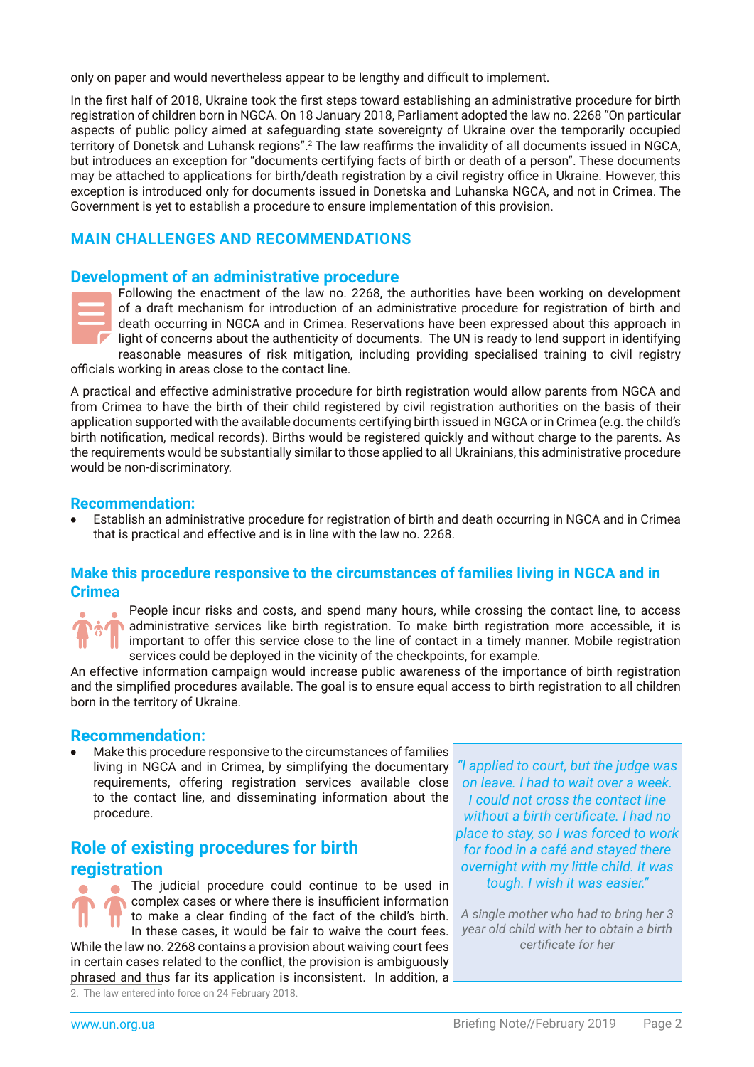only on paper and would nevertheless appear to be lengthy and difficult to implement.

In the first half of 2018, Ukraine took the first steps toward establishing an administrative procedure for birth registration of children born in NGCA. On 18 January 2018, Parliament adopted the law no. 2268 "On particular aspects of public policy aimed at safeguarding state sovereignty of Ukraine over the temporarily occupied territory of Donetsk and Luhansk regions".[2] The law reaffirms the invalidity of all documents issued in NGCA, but introduces an exception for "documents certifying facts of birth or death of a person". These documents may be attached to applications for birth/death registration by a civil registry office in Ukraine. However, this exception is introduced only for documents issued in Donetska and Luhanska NGCA, and not in Crimea. The Government is yet to establish a procedure to ensure implementation of this provision.

## MAIN CHALLENGES AND RECOMMENDATIONS

### Development of an administrative procedure

Following the enactment of the law no. 2268, the authorities have been working on development of a draft mechanism for introduction of an administrative procedure for registration of birth and death occurring in NGCA and in Crimea. Reservations have been expressed about this approach in light of concerns about the authenticity of documents. The UN is ready to lend support in identifying reasonable measures of risk mitigation, including providing specialised training to civil registry officials working in areas close to the contact line.

A practical and effective administrative procedure for birth registration would allow parents from NGCA and from Crimea to have the birth of their child registered by civil registration authorities on the basis of their application supported with the available documents certifying birth issued in NGCA or in Crimea (e.g. the child's birth notification, medical records). Births would be registered quickly and without charge to the parents. As the requirements would be substantially similar to those applied to all Ukrainians, this administrative procedure would be non-discriminatory.

#### Recommendation:

- Establish an administrative procedure for registration of birth and death occurring in NGCA and in Crimea that is practical and effective and is in line with the law no. 2268.

### Make this procedure responsive to the circumstances of families living in NGCA and in Crimea

People incur risks and costs, and spend many hours, while crossing the contact line, to access administrative services like birth registration. To make birth registration more accessible, it is important to offer this service close to the line of contact in a timely manner. Mobile registration services could be deployed in the vicinity of the checkpoints, for example.

An effective information campaign would increase public awareness of the importance of birth registration and the simplified procedures available. The goal is to ensure equal access to birth registration to all children born in the territory of Ukraine.

#### Recommendation:

- Make this procedure responsive to the circumstances of families living in NGCA and in Crimea, by simplifying the documentary requirements, offering registration services available close to the contact line, and disseminating information about the procedure.

> *"I applied to court, but the judge was on leave. I had to wait over a week. I could not cross the contact line without a birth certificate. I had no place to stay, so I was forced to work for food in a café and stayed there overnight with my little child. It was tough. I wish it was easier."*
>
> *A single mother who had to bring her 3 year old child with her to obtain a birth certificate for her*

### Role of existing procedures for birth registration

The judicial procedure could continue to be used in complex cases or where there is insufficient information to make a clear finding of the fact of the child's birth. In these cases, it would be fair to waive the court fees. While the law no. 2268 contains a provision about waiving court fees in certain cases related to the conflict, the provision is ambiguously phrased and thus far its application is inconsistent. In addition, a

2. The law entered into force on 24 February 2018.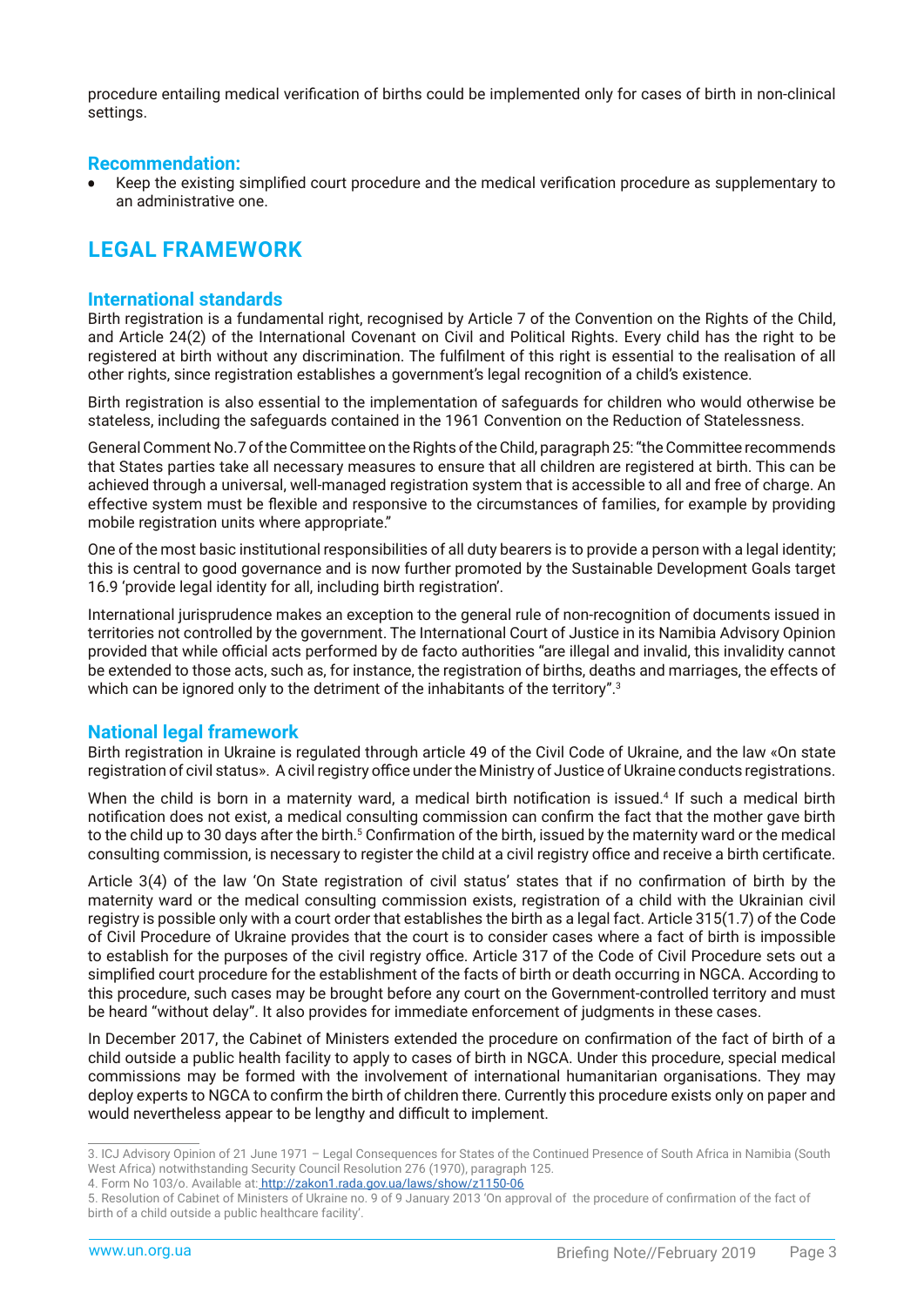procedure entailing medical verification of births could be implemented only for cases of birth in non-clinical settings.

### Recommendation:

- Keep the existing simplified court procedure and the medical verification procedure as supplementary to an administrative one.

## LEGAL FRAMEWORK

### International standards

Birth registration is a fundamental right, recognised by Article 7 of the Convention on the Rights of the Child, and Article 24(2) of the International Covenant on Civil and Political Rights. Every child has the right to be registered at birth without any discrimination. The fulfilment of this right is essential to the realisation of all other rights, since registration establishes a government's legal recognition of a child's existence.

Birth registration is also essential to the implementation of safeguards for children who would otherwise be stateless, including the safeguards contained in the 1961 Convention on the Reduction of Statelessness.

General Comment No.7 of the Committee on the Rights of the Child, paragraph 25: "the Committee recommends that States parties take all necessary measures to ensure that all children are registered at birth. This can be achieved through a universal, well-managed registration system that is accessible to all and free of charge. An effective system must be flexible and responsive to the circumstances of families, for example by providing mobile registration units where appropriate."

One of the most basic institutional responsibilities of all duty bearers is to provide a person with a legal identity; this is central to good governance and is now further promoted by the Sustainable Development Goals target 16.9 'provide legal identity for all, including birth registration'.

International jurisprudence makes an exception to the general rule of non-recognition of documents issued in territories not controlled by the government. The International Court of Justice in its Namibia Advisory Opinion provided that while official acts performed by de facto authorities "are illegal and invalid, this invalidity cannot be extended to those acts, such as, for instance, the registration of births, deaths and marriages, the effects of which can be ignored only to the detriment of the inhabitants of the territory".[3]

### National legal framework

Birth registration in Ukraine is regulated through article 49 of the Civil Code of Ukraine, and the law «On state registration of civil status». A civil registry office under the Ministry of Justice of Ukraine conducts registrations.

When the child is born in a maternity ward, a medical birth notification is issued.[4] If such a medical birth notification does not exist, a medical consulting commission can confirm the fact that the mother gave birth to the child up to 30 days after the birth.[5] Confirmation of the birth, issued by the maternity ward or the medical consulting commission, is necessary to register the child at a civil registry office and receive a birth certificate.

Article 3(4) of the law 'On State registration of civil status' states that if no confirmation of birth by the maternity ward or the medical consulting commission exists, registration of a child with the Ukrainian civil registry is possible only with a court order that establishes the birth as a legal fact. Article 315(1.7) of the Code of Civil Procedure of Ukraine provides that the court is to consider cases where a fact of birth is impossible to establish for the purposes of the civil registry office. Article 317 of the Code of Civil Procedure sets out a simplified court procedure for the establishment of the facts of birth or death occurring in NGCA. According to this procedure, such cases may be brought before any court on the Government-controlled territory and must be heard "without delay". It also provides for immediate enforcement of judgments in these cases.

In December 2017, the Cabinet of Ministers extended the procedure on confirmation of the fact of birth of a child outside a public health facility to apply to cases of birth in NGCA. Under this procedure, special medical commissions may be formed with the involvement of international humanitarian organisations. They may deploy experts to NGCA to confirm the birth of children there. Currently this procedure exists only on paper and would nevertheless appear to be lengthy and difficult to implement.

---

3. ICJ Advisory Opinion of 21 June 1971 – Legal Consequences for States of the Continued Presence of South Africa in Namibia (South West Africa) notwithstanding Security Council Resolution 276 (1970), paragraph 125.

4. Form No 103/o. Available at: http://zakon1.rada.gov.ua/laws/show/z1150-06

5. Resolution of Cabinet of Ministers of Ukraine no. 9 of 9 January 2013 'On approval of the procedure of confirmation of the fact of birth of a child outside a public healthcare facility'.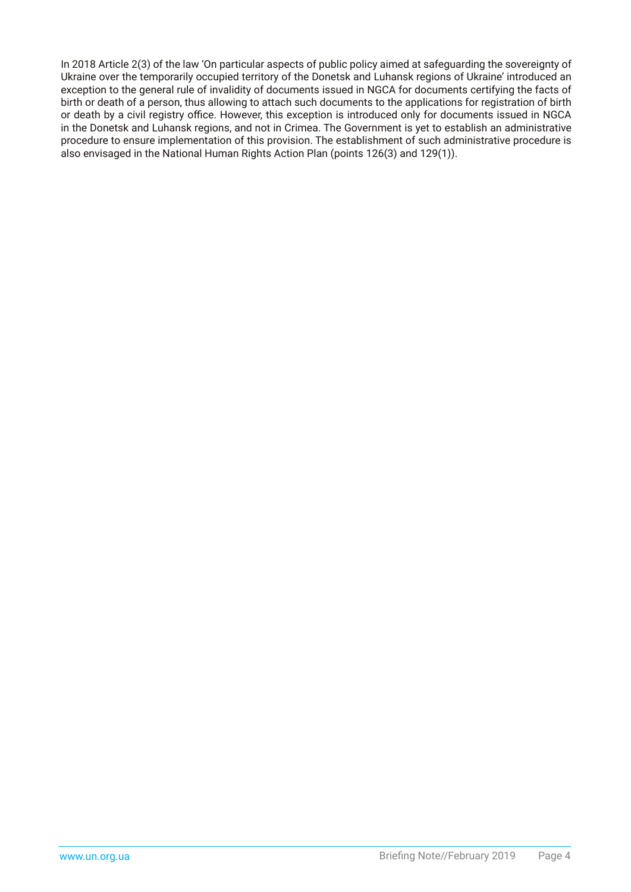In 2018 Article 2(3) of the law 'On particular aspects of public policy aimed at safeguarding the sovereignty of Ukraine over the temporarily occupied territory of the Donetsk and Luhansk regions of Ukraine' introduced an exception to the general rule of invalidity of documents issued in NGCA for documents certifying the facts of birth or death of a person, thus allowing to attach such documents to the applications for registration of birth or death by a civil registry office. However, this exception is introduced only for documents issued in NGCA in the Donetsk and Luhansk regions, and not in Crimea. The Government is yet to establish an administrative procedure to ensure implementation of this provision. The establishment of such administrative procedure is also envisaged in the National Human Rights Action Plan (points 126(3) and 129(1)).